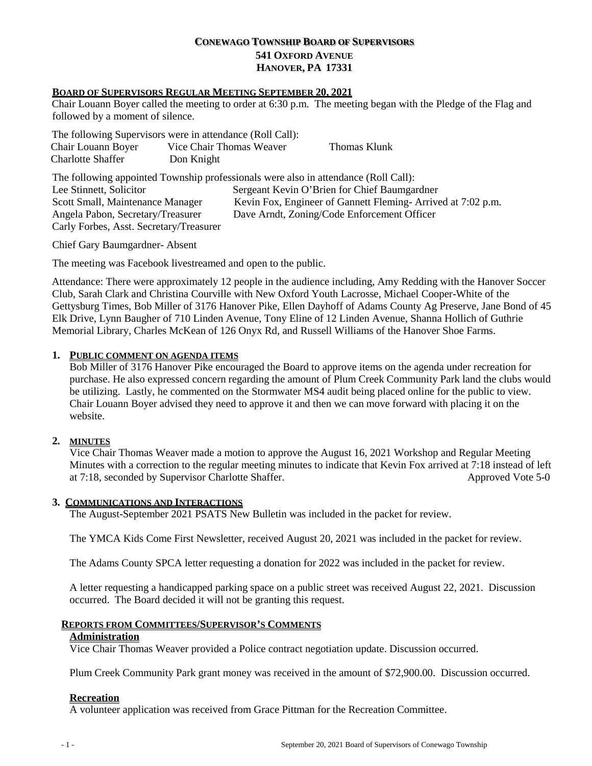# CONEWAGO TOWNSHIP BOARD OF SUPERVISORS
## 541 OXFORD AVENUE
## HANOVER, PA 17331

### BOARD OF SUPERVISORS REGULAR MEETING SEPTEMBER 20, 2021

Chair Louann Boyer called the meeting to order at 6:30 p.m. The meeting began with the Pledge of the Flag and followed by a moment of silence.

The following Supervisors were in attendance (Roll Call):

| | | |
|---|---|---|
| Chair Louann Boyer | Vice Chair Thomas Weaver | Thomas Klunk |
| Charlotte Shaffer | Don Knight | |

The following appointed Township professionals were also in attendance (Roll Call):

| | |
|---|---|
| Lee Stinnett, Solicitor | Sergeant Kevin O'Brien for Chief Baumgardner |
| Scott Small, Maintenance Manager | Kevin Fox, Engineer of Gannett Fleming- Arrived at 7:02 p.m. |
| Angela Pabon, Secretary/Treasurer | Dave Arndt, Zoning/Code Enforcement Officer |
| Carly Forbes, Asst. Secretary/Treasurer | |

Chief Gary Baumgardner- Absent

The meeting was Facebook livestreamed and open to the public.

Attendance: There were approximately 12 people in the audience including, Amy Redding with the Hanover Soccer Club, Sarah Clark and Christina Courville with New Oxford Youth Lacrosse, Michael Cooper-White of the Gettysburg Times, Bob Miller of 3176 Hanover Pike, Ellen Dayhoff of Adams County Ag Preserve, Jane Bond of 45 Elk Drive, Lynn Baugher of 710 Linden Avenue, Tony Eline of 12 Linden Avenue, Shanna Hollich of Guthrie Memorial Library, Charles McKean of 126 Onyx Rd, and Russell Williams of the Hanover Shoe Farms.

**1. PUBLIC COMMENT ON AGENDA ITEMS**

Bob Miller of 3176 Hanover Pike encouraged the Board to approve items on the agenda under recreation for purchase. He also expressed concern regarding the amount of Plum Creek Community Park land the clubs would be utilizing. Lastly, he commented on the Stormwater MS4 audit being placed online for the public to view. Chair Louann Boyer advised they need to approve it and then we can move forward with placing it on the website.

**2. MINUTES**

Vice Chair Thomas Weaver made a motion to approve the August 16, 2021 Workshop and Regular Meeting Minutes with a correction to the regular meeting minutes to indicate that Kevin Fox arrived at 7:18 instead of left at 7:18, seconded by Supervisor Charlotte Shaffer. Approved Vote 5-0

**3. COMMUNICATIONS AND INTERACTIONS**

The August-September 2021 PSATS New Bulletin was included in the packet for review.

The YMCA Kids Come First Newsletter, received August 20, 2021 was included in the packet for review.

The Adams County SPCA letter requesting a donation for 2022 was included in the packet for review.

A letter requesting a handicapped parking space on a public street was received August 22, 2021. Discussion occurred. The Board decided it will not be granting this request.

**REPORTS FROM COMMITTEES/SUPERVISOR'S COMMENTS**

**Administration**

Vice Chair Thomas Weaver provided a Police contract negotiation update. Discussion occurred.

Plum Creek Community Park grant money was received in the amount of $72,900.00. Discussion occurred.

**Recreation**

A volunteer application was received from Grace Pittman for the Recreation Committee.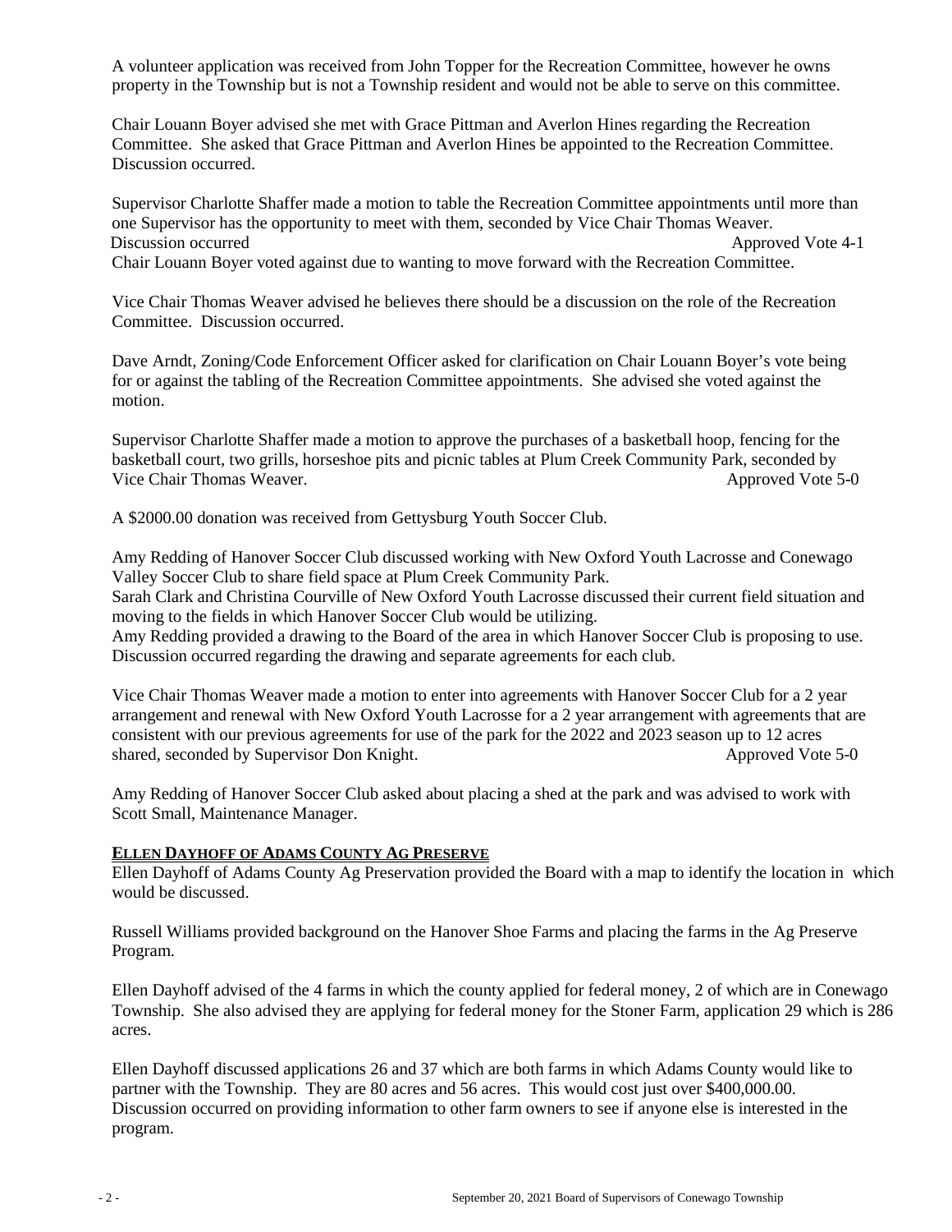A volunteer application was received from John Topper for the Recreation Committee, however he owns property in the Township but is not a Township resident and would not be able to serve on this committee.

Chair Louann Boyer advised she met with Grace Pittman and Averlon Hines regarding the Recreation Committee. She asked that Grace Pittman and Averlon Hines be appointed to the Recreation Committee. Discussion occurred.

Supervisor Charlotte Shaffer made a motion to table the Recreation Committee appointments until more than one Supervisor has the opportunity to meet with them, seconded by Vice Chair Thomas Weaver.
Discussion occurred Approved Vote 4-1
Chair Louann Boyer voted against due to wanting to move forward with the Recreation Committee.

Vice Chair Thomas Weaver advised he believes there should be a discussion on the role of the Recreation Committee. Discussion occurred.

Dave Arndt, Zoning/Code Enforcement Officer asked for clarification on Chair Louann Boyer's vote being for or against the tabling of the Recreation Committee appointments. She advised she voted against the motion.

Supervisor Charlotte Shaffer made a motion to approve the purchases of a basketball hoop, fencing for the basketball court, two grills, horseshoe pits and picnic tables at Plum Creek Community Park, seconded by Vice Chair Thomas Weaver. Approved Vote 5-0

A $2000.00 donation was received from Gettysburg Youth Soccer Club.

Amy Redding of Hanover Soccer Club discussed working with New Oxford Youth Lacrosse and Conewago Valley Soccer Club to share field space at Plum Creek Community Park.
Sarah Clark and Christina Courville of New Oxford Youth Lacrosse discussed their current field situation and moving to the fields in which Hanover Soccer Club would be utilizing.
Amy Redding provided a drawing to the Board of the area in which Hanover Soccer Club is proposing to use. Discussion occurred regarding the drawing and separate agreements for each club.

Vice Chair Thomas Weaver made a motion to enter into agreements with Hanover Soccer Club for a 2 year arrangement and renewal with New Oxford Youth Lacrosse for a 2 year arrangement with agreements that are consistent with our previous agreements for use of the park for the 2022 and 2023 season up to 12 acres shared, seconded by Supervisor Don Knight. Approved Vote 5-0

Amy Redding of Hanover Soccer Club asked about placing a shed at the park and was advised to work with Scott Small, Maintenance Manager.

**ELLEN DAYHOFF OF ADAMS COUNTY AG PRESERVE**

Ellen Dayhoff of Adams County Ag Preservation provided the Board with a map to identify the location in which would be discussed.

Russell Williams provided background on the Hanover Shoe Farms and placing the farms in the Ag Preserve Program.

Ellen Dayhoff advised of the 4 farms in which the county applied for federal money, 2 of which are in Conewago Township. She also advised they are applying for federal money for the Stoner Farm, application 29 which is 286 acres.

Ellen Dayhoff discussed applications 26 and 37 which are both farms in which Adams County would like to partner with the Township. They are 80 acres and 56 acres. This would cost just over $400,000.00. Discussion occurred on providing information to other farm owners to see if anyone else is interested in the program.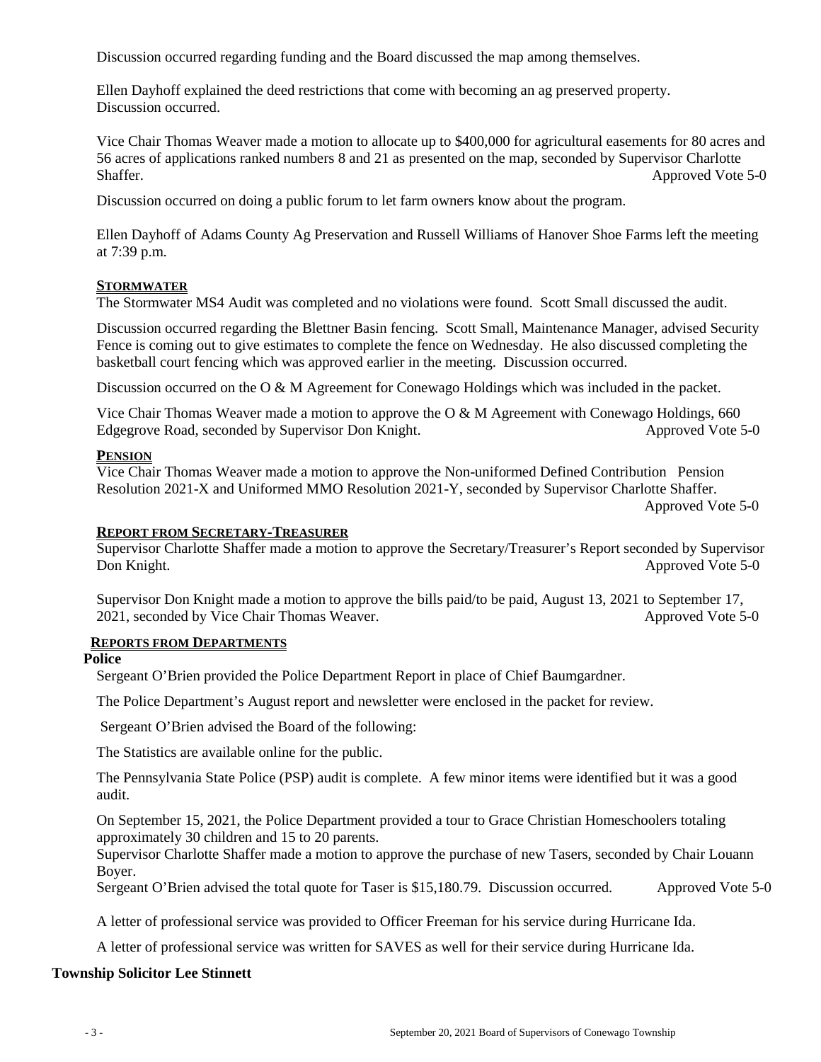Discussion occurred regarding funding and the Board discussed the map among themselves.

Ellen Dayhoff explained the deed restrictions that come with becoming an ag preserved property. Discussion occurred.

Vice Chair Thomas Weaver made a motion to allocate up to $400,000 for agricultural easements for 80 acres and 56 acres of applications ranked numbers 8 and 21 as presented on the map, seconded by Supervisor Charlotte Shaffer. Approved Vote 5-0

Discussion occurred on doing a public forum to let farm owners know about the program.

Ellen Dayhoff of Adams County Ag Preservation and Russell Williams of Hanover Shoe Farms left the meeting at 7:39 p.m.

## STORMWATER

The Stormwater MS4 Audit was completed and no violations were found. Scott Small discussed the audit.

Discussion occurred regarding the Blettner Basin fencing. Scott Small, Maintenance Manager, advised Security Fence is coming out to give estimates to complete the fence on Wednesday. He also discussed completing the basketball court fencing which was approved earlier in the meeting. Discussion occurred.

Discussion occurred on the O & M Agreement for Conewago Holdings which was included in the packet.

Vice Chair Thomas Weaver made a motion to approve the O & M Agreement with Conewago Holdings, 660 Edgegrove Road, seconded by Supervisor Don Knight. Approved Vote 5-0

## PENSION

Vice Chair Thomas Weaver made a motion to approve the Non-uniformed Defined Contribution Pension Resolution 2021-X and Uniformed MMO Resolution 2021-Y, seconded by Supervisor Charlotte Shaffer. Approved Vote 5-0

## REPORT FROM SECRETARY-TREASURER

Supervisor Charlotte Shaffer made a motion to approve the Secretary/Treasurer's Report seconded by Supervisor Don Knight. Approved Vote 5-0

Supervisor Don Knight made a motion to approve the bills paid/to be paid, August 13, 2021 to September 17, 2021, seconded by Vice Chair Thomas Weaver. Approved Vote 5-0

## REPORTS FROM DEPARTMENTS

**Police**

Sergeant O'Brien provided the Police Department Report in place of Chief Baumgardner.

The Police Department's August report and newsletter were enclosed in the packet for review.

Sergeant O'Brien advised the Board of the following:

The Statistics are available online for the public.

The Pennsylvania State Police (PSP) audit is complete. A few minor items were identified but it was a good audit.

On September 15, 2021, the Police Department provided a tour to Grace Christian Homeschoolers totaling approximately 30 children and 15 to 20 parents.
Supervisor Charlotte Shaffer made a motion to approve the purchase of new Tasers, seconded by Chair Louann Boyer.
Sergeant O'Brien advised the total quote for Taser is $15,180.79. Discussion occurred. Approved Vote 5-0

A letter of professional service was provided to Officer Freeman for his service during Hurricane Ida.

A letter of professional service was written for SAVES as well for their service during Hurricane Ida.

**Township Solicitor Lee Stinnett**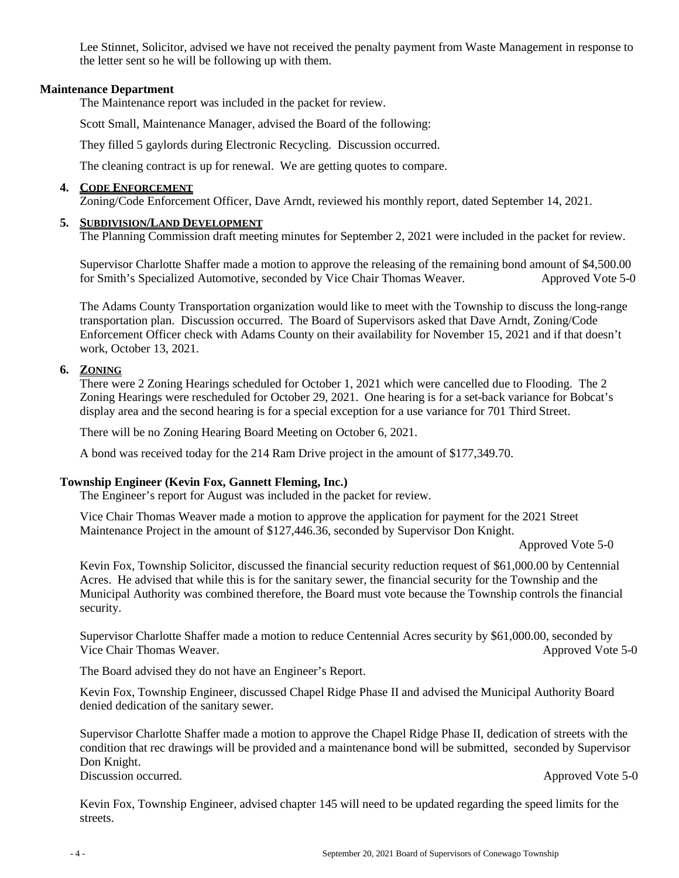Lee Stinnet, Solicitor, advised we have not received the penalty payment from Waste Management in response to the letter sent so he will be following up with them.

**Maintenance Department**

The Maintenance report was included in the packet for review.

Scott Small, Maintenance Manager, advised the Board of the following:

They filled 5 gaylords during Electronic Recycling. Discussion occurred.

The cleaning contract is up for renewal. We are getting quotes to compare.

**4. CODE ENFORCEMENT**

Zoning/Code Enforcement Officer, Dave Arndt, reviewed his monthly report, dated September 14, 2021.

**5. SUBDIVISION/LAND DEVELOPMENT**

The Planning Commission draft meeting minutes for September 2, 2021 were included in the packet for review.

Supervisor Charlotte Shaffer made a motion to approve the releasing of the remaining bond amount of $4,500.00 for Smith's Specialized Automotive, seconded by Vice Chair Thomas Weaver. Approved Vote 5-0

The Adams County Transportation organization would like to meet with the Township to discuss the long-range transportation plan. Discussion occurred. The Board of Supervisors asked that Dave Arndt, Zoning/Code Enforcement Officer check with Adams County on their availability for November 15, 2021 and if that doesn't work, October 13, 2021.

**6. ZONING**

There were 2 Zoning Hearings scheduled for October 1, 2021 which were cancelled due to Flooding. The 2 Zoning Hearings were rescheduled for October 29, 2021. One hearing is for a set-back variance for Bobcat's display area and the second hearing is for a special exception for a use variance for 701 Third Street.

There will be no Zoning Hearing Board Meeting on October 6, 2021.

A bond was received today for the 214 Ram Drive project in the amount of $177,349.70.

**Township Engineer (Kevin Fox, Gannett Fleming, Inc.)**

The Engineer's report for August was included in the packet for review.

Vice Chair Thomas Weaver made a motion to approve the application for payment for the 2021 Street Maintenance Project in the amount of $127,446.36, seconded by Supervisor Don Knight.

Approved Vote 5-0

Kevin Fox, Township Solicitor, discussed the financial security reduction request of $61,000.00 by Centennial Acres. He advised that while this is for the sanitary sewer, the financial security for the Township and the Municipal Authority was combined therefore, the Board must vote because the Township controls the financial security.

Supervisor Charlotte Shaffer made a motion to reduce Centennial Acres security by $61,000.00, seconded by Vice Chair Thomas Weaver. Approved Vote 5-0

The Board advised they do not have an Engineer's Report.

Kevin Fox, Township Engineer, discussed Chapel Ridge Phase II and advised the Municipal Authority Board denied dedication of the sanitary sewer.

Supervisor Charlotte Shaffer made a motion to approve the Chapel Ridge Phase II, dedication of streets with the condition that rec drawings will be provided and a maintenance bond will be submitted, seconded by Supervisor Don Knight.
Discussion occurred. Approved Vote 5-0

Kevin Fox, Township Engineer, advised chapter 145 will need to be updated regarding the speed limits for the streets.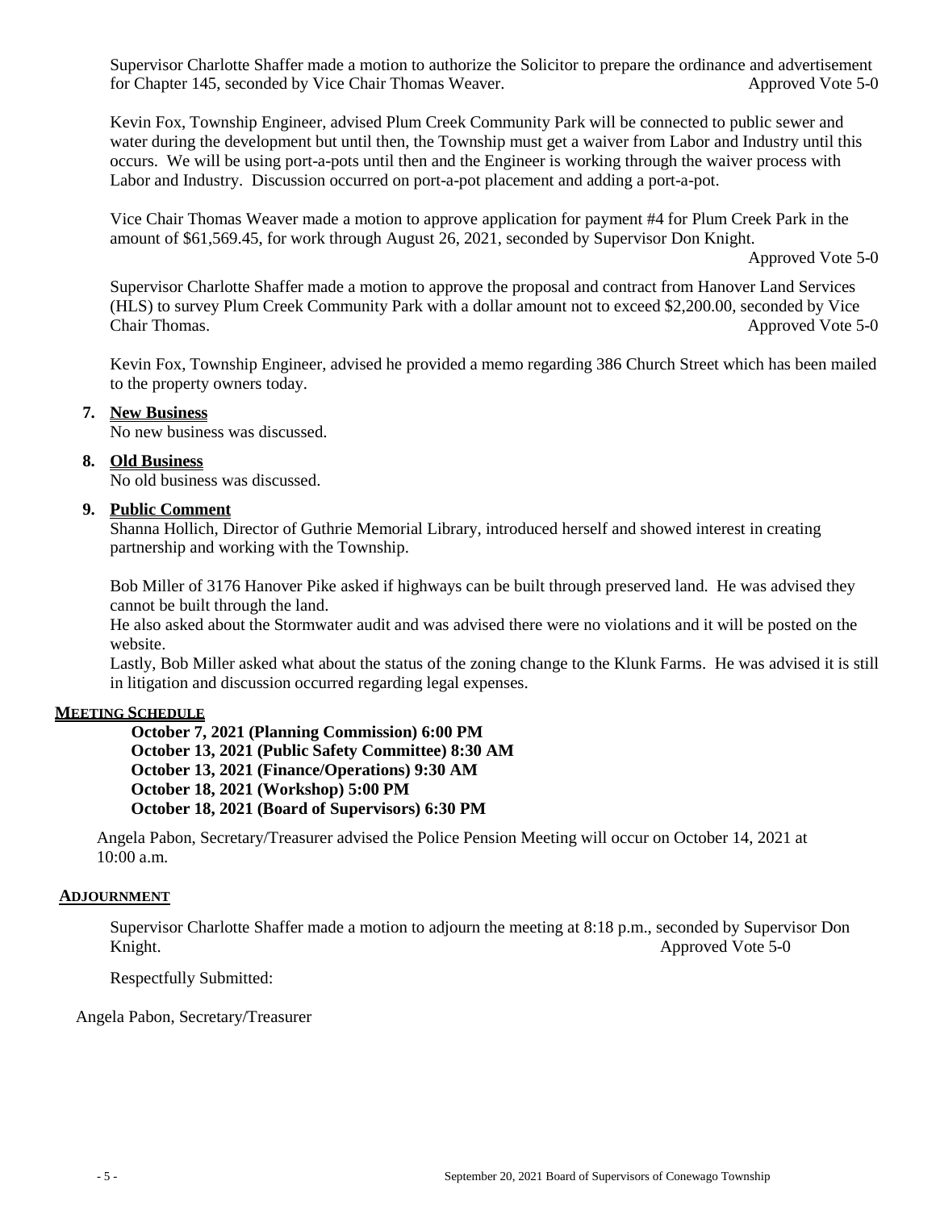Supervisor Charlotte Shaffer made a motion to authorize the Solicitor to prepare the ordinance and advertisement for Chapter 145, seconded by Vice Chair Thomas Weaver. Approved Vote 5-0

Kevin Fox, Township Engineer, advised Plum Creek Community Park will be connected to public sewer and water during the development but until then, the Township must get a waiver from Labor and Industry until this occurs. We will be using port-a-pots until then and the Engineer is working through the waiver process with Labor and Industry. Discussion occurred on port-a-pot placement and adding a port-a-pot.

Vice Chair Thomas Weaver made a motion to approve application for payment #4 for Plum Creek Park in the amount of $61,569.45, for work through August 26, 2021, seconded by Supervisor Don Knight. Approved Vote 5-0

Supervisor Charlotte Shaffer made a motion to approve the proposal and contract from Hanover Land Services (HLS) to survey Plum Creek Community Park with a dollar amount not to exceed $2,200.00, seconded by Vice Chair Thomas. Approved Vote 5-0

Kevin Fox, Township Engineer, advised he provided a memo regarding 386 Church Street which has been mailed to the property owners today.

**7. New Business**

No new business was discussed.

**8. Old Business**

No old business was discussed.

**9. Public Comment**

Shanna Hollich, Director of Guthrie Memorial Library, introduced herself and showed interest in creating partnership and working with the Township.

Bob Miller of 3176 Hanover Pike asked if highways can be built through preserved land. He was advised they cannot be built through the land.

He also asked about the Stormwater audit and was advised there were no violations and it will be posted on the website.

Lastly, Bob Miller asked what about the status of the zoning change to the Klunk Farms. He was advised it is still in litigation and discussion occurred regarding legal expenses.

## MEETING SCHEDULE

**October 7, 2021 (Planning Commission) 6:00 PM**
**October 13, 2021 (Public Safety Committee) 8:30 AM**
**October 13, 2021 (Finance/Operations) 9:30 AM**
**October 18, 2021 (Workshop) 5:00 PM**
**October 18, 2021 (Board of Supervisors) 6:30 PM**

Angela Pabon, Secretary/Treasurer advised the Police Pension Meeting will occur on October 14, 2021 at 10:00 a.m.

## ADJOURNMENT

Supervisor Charlotte Shaffer made a motion to adjourn the meeting at 8:18 p.m., seconded by Supervisor Don Knight. Approved Vote 5-0

Respectfully Submitted:

Angela Pabon, Secretary/Treasurer